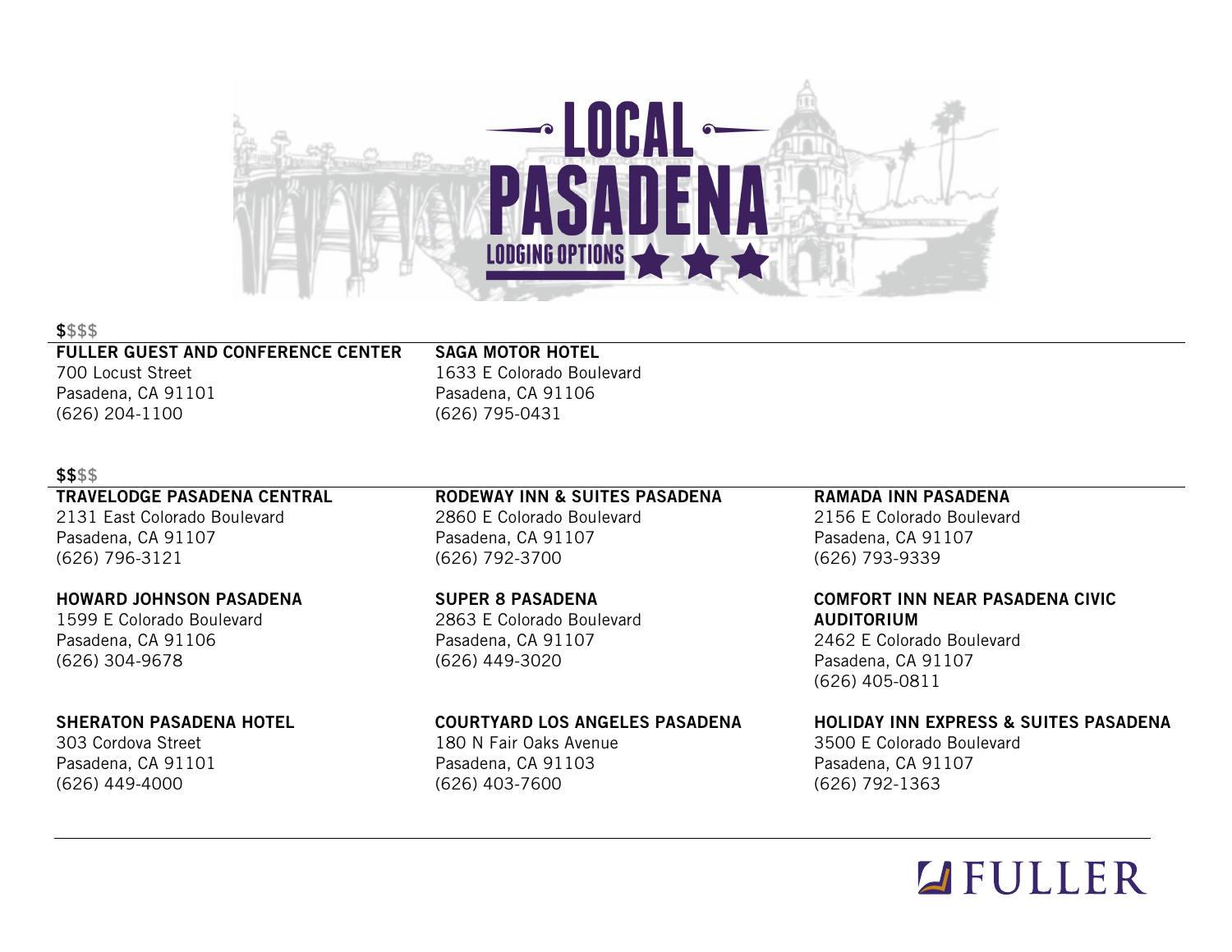# LOCAL PASADENA

LODGING OPTIONS

## $$$$

**FULLER GUEST AND CONFERENCE CENTER**
700 Locust Street
Pasadena, CA 91101
(626) 204-1100

**SAGA MOTOR HOTEL**
1633 E Colorado Boulevard
Pasadena, CA 91106
(626) 795-0431

## $$$$

**TRAVELODGE PASADENA CENTRAL**
2131 East Colorado Boulevard
Pasadena, CA 91107
(626) 796-3121

**RODEWAY INN & SUITES PASADENA**
2860 E Colorado Boulevard
Pasadena, CA 91107
(626) 792-3700

**RAMADA INN PASADENA**
2156 E Colorado Boulevard
Pasadena, CA 91107
(626) 793-9339

**HOWARD JOHNSON PASADENA**
1599 E Colorado Boulevard
Pasadena, CA 91106
(626) 304-9678

**SUPER 8 PASADENA**
2863 E Colorado Boulevard
Pasadena, CA 91107
(626) 449-3020

**COMFORT INN NEAR PASADENA CIVIC AUDITORIUM**
2462 E Colorado Boulevard
Pasadena, CA 91107
(626) 405-0811

**SHERATON PASADENA HOTEL**
303 Cordova Street
Pasadena, CA 91101
(626) 449-4000

**COURTYARD LOS ANGELES PASADENA**
180 N Fair Oaks Avenue
Pasadena, CA 91103
(626) 403-7600

**HOLIDAY INN EXPRESS & SUITES PASADENA**
3500 E Colorado Boulevard
Pasadena, CA 91107
(626) 792-1363

FULLER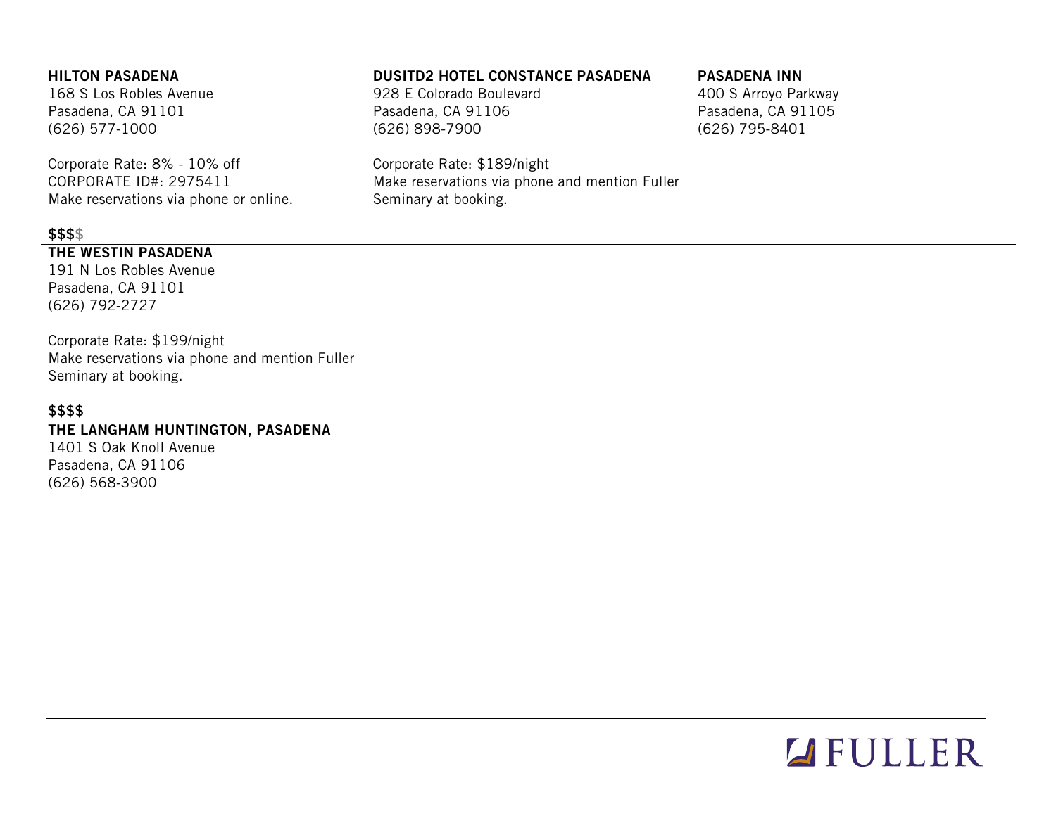**HILTON PASADENA**
168 S Los Robles Avenue
Pasadena, CA 91101
(626) 577-1000

Corporate Rate: 8% - 10% off
CORPORATE ID#: 2975411
Make reservations via phone or online.

**DUSITD2 HOTEL CONSTANCE PASADENA**
928 E Colorado Boulevard
Pasadena, CA 91106
(626) 898-7900

Corporate Rate: $189/night
Make reservations via phone and mention Fuller Seminary at booking.

**PASADENA INN**
400 S Arroyo Parkway
Pasadena, CA 91105
(626) 795-8401

## $$$$

**THE WESTIN PASADENA**
191 N Los Robles Avenue
Pasadena, CA 91101
(626) 792-2727

Corporate Rate: $199/night
Make reservations via phone and mention Fuller Seminary at booking.

## $$$$

**THE LANGHAM HUNTINGTON, PASADENA**
1401 S Oak Knoll Avenue
Pasadena, CA 91106
(626) 568-3900

FULLER